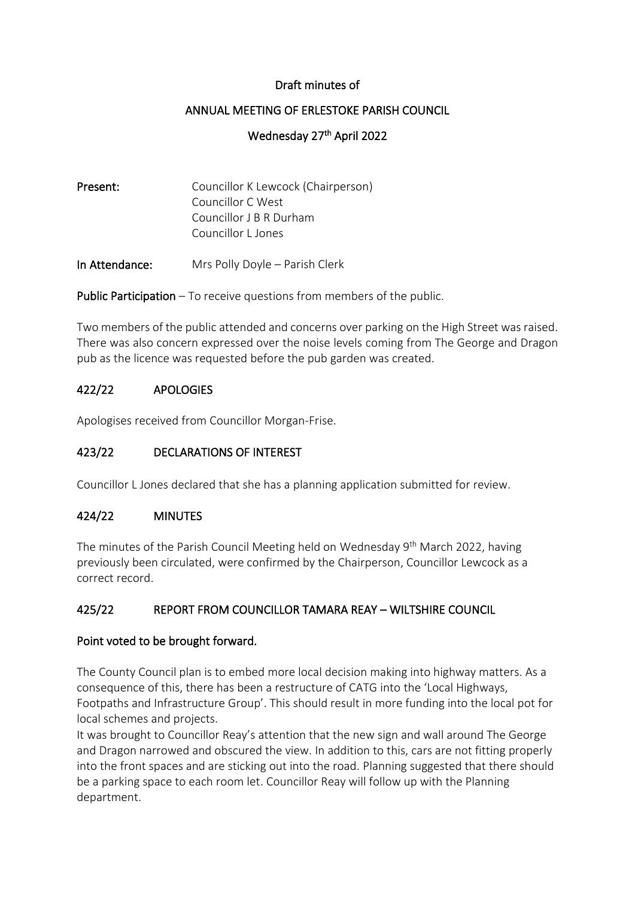Draft minutes of

ANNUAL MEETING OF ERLESTOKE PARISH COUNCIL

Wednesday 27th April 2022

**Present:** Councillor K Lewcock (Chairperson)
Councillor C West
Councillor J B R Durham
Councillor L Jones

**In Attendance:** Mrs Polly Doyle – Parish Clerk

**Public Participation** – To receive questions from members of the public.

Two members of the public attended and concerns over parking on the High Street was raised. There was also concern expressed over the noise levels coming from The George and Dragon pub as the licence was requested before the pub garden was created.

## 422/22 APOLOGIES

Apologises received from Councillor Morgan-Frise.

## 423/22 DECLARATIONS OF INTEREST

Councillor L Jones declared that she has a planning application submitted for review.

## 424/22 MINUTES

The minutes of the Parish Council Meeting held on Wednesday 9th March 2022, having previously been circulated, were confirmed by the Chairperson, Councillor Lewcock as a correct record.

## 425/22 REPORT FROM COUNCILLOR TAMARA REAY – WILTSHIRE COUNCIL

**Point voted to be brought forward.**

The County Council plan is to embed more local decision making into highway matters. As a consequence of this, there has been a restructure of CATG into the 'Local Highways, Footpaths and Infrastructure Group'. This should result in more funding into the local pot for local schemes and projects.

It was brought to Councillor Reay's attention that the new sign and wall around The George and Dragon narrowed and obscured the view. In addition to this, cars are not fitting properly into the front spaces and are sticking out into the road. Planning suggested that there should be a parking space to each room let. Councillor Reay will follow up with the Planning department.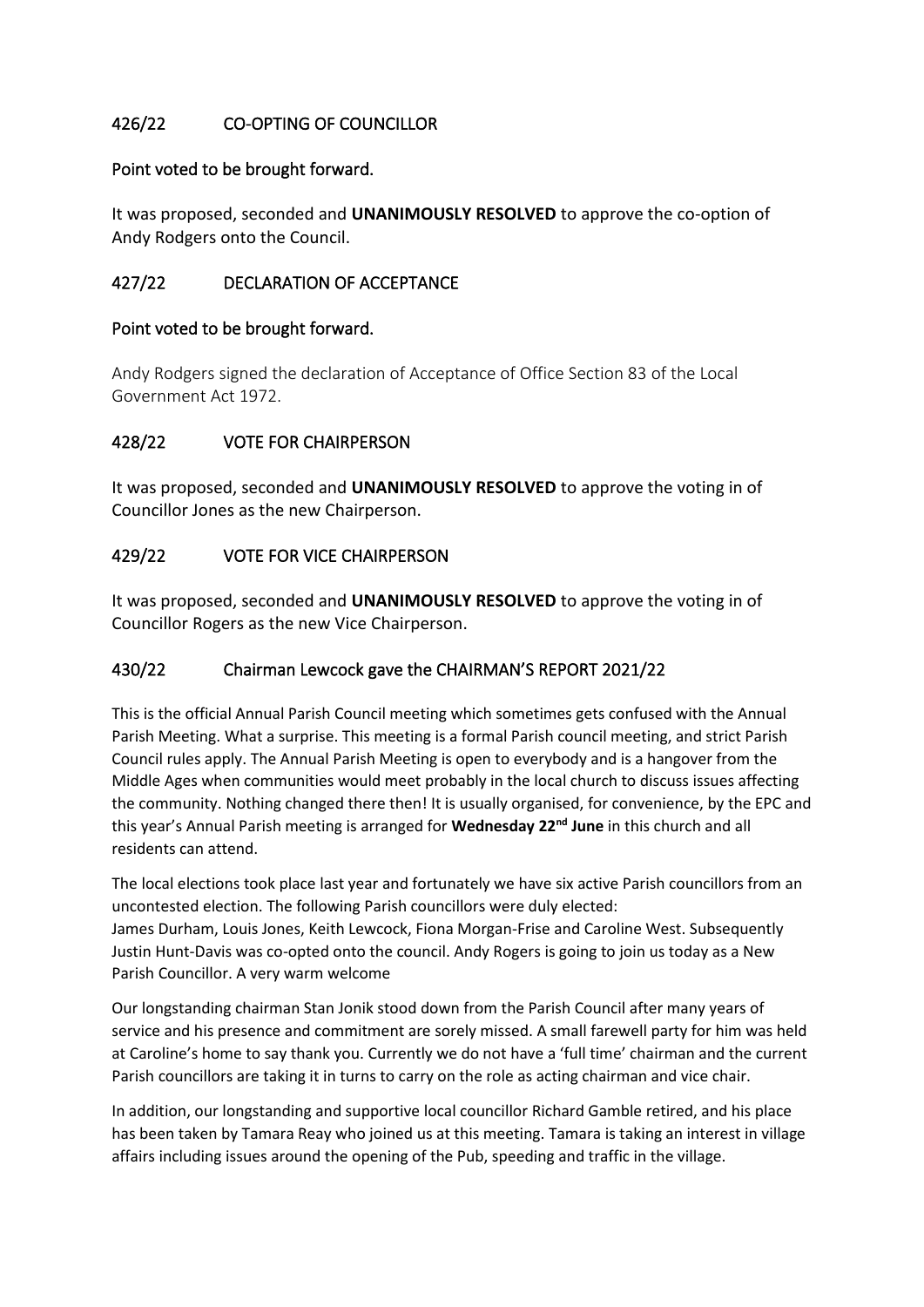## 426/22 CO-OPTING OF COUNCILLOR

**Point voted to be brought forward.**

It was proposed, seconded and **UNANIMOUSLY RESOLVED** to approve the co-option of Andy Rodgers onto the Council.

## 427/22 DECLARATION OF ACCEPTANCE

**Point voted to be brought forward.**

Andy Rodgers signed the declaration of Acceptance of Office Section 83 of the Local Government Act 1972.

## 428/22 VOTE FOR CHAIRPERSON

It was proposed, seconded and **UNANIMOUSLY RESOLVED** to approve the voting in of Councillor Jones as the new Chairperson.

## 429/22 VOTE FOR VICE CHAIRPERSON

It was proposed, seconded and **UNANIMOUSLY RESOLVED** to approve the voting in of Councillor Rogers as the new Vice Chairperson.

## 430/22 Chairman Lewcock gave the CHAIRMAN'S REPORT 2021/22

This is the official Annual Parish Council meeting which sometimes gets confused with the Annual Parish Meeting. What a surprise. This meeting is a formal Parish council meeting, and strict Parish Council rules apply. The Annual Parish Meeting is open to everybody and is a hangover from the Middle Ages when communities would meet probably in the local church to discuss issues affecting the community. Nothing changed there then! It is usually organised, for convenience, by the EPC and this year's Annual Parish meeting is arranged for **Wednesday 22nd June** in this church and all residents can attend.

The local elections took place last year and fortunately we have six active Parish councillors from an uncontested election. The following Parish councillors were duly elected:
James Durham, Louis Jones, Keith Lewcock, Fiona Morgan-Frise and Caroline West. Subsequently Justin Hunt-Davis was co-opted onto the council. Andy Rogers is going to join us today as a New Parish Councillor. A very warm welcome

Our longstanding chairman Stan Jonik stood down from the Parish Council after many years of service and his presence and commitment are sorely missed. A small farewell party for him was held at Caroline's home to say thank you. Currently we do not have a 'full time' chairman and the current Parish councillors are taking it in turns to carry on the role as acting chairman and vice chair.

In addition, our longstanding and supportive local councillor Richard Gamble retired, and his place has been taken by Tamara Reay who joined us at this meeting. Tamara is taking an interest in village affairs including issues around the opening of the Pub, speeding and traffic in the village.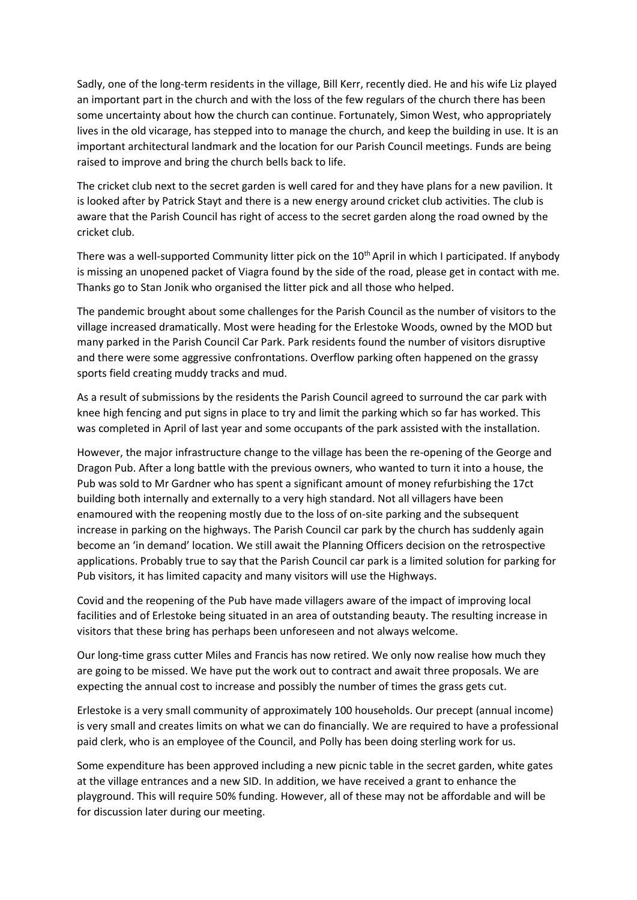Sadly, one of the long-term residents in the village, Bill Kerr, recently died. He and his wife Liz played an important part in the church and with the loss of the few regulars of the church there has been some uncertainty about how the church can continue. Fortunately, Simon West, who appropriately lives in the old vicarage, has stepped into to manage the church, and keep the building in use. It is an important architectural landmark and the location for our Parish Council meetings. Funds are being raised to improve and bring the church bells back to life.

The cricket club next to the secret garden is well cared for and they have plans for a new pavilion. It is looked after by Patrick Stayt and there is a new energy around cricket club activities. The club is aware that the Parish Council has right of access to the secret garden along the road owned by the cricket club.

There was a well-supported Community litter pick on the 10th April in which I participated. If anybody is missing an unopened packet of Viagra found by the side of the road, please get in contact with me. Thanks go to Stan Jonik who organised the litter pick and all those who helped.

The pandemic brought about some challenges for the Parish Council as the number of visitors to the village increased dramatically. Most were heading for the Erlestoke Woods, owned by the MOD but many parked in the Parish Council Car Park. Park residents found the number of visitors disruptive and there were some aggressive confrontations. Overflow parking often happened on the grassy sports field creating muddy tracks and mud.

As a result of submissions by the residents the Parish Council agreed to surround the car park with knee high fencing and put signs in place to try and limit the parking which so far has worked. This was completed in April of last year and some occupants of the park assisted with the installation.

However, the major infrastructure change to the village has been the re-opening of the George and Dragon Pub. After a long battle with the previous owners, who wanted to turn it into a house, the Pub was sold to Mr Gardner who has spent a significant amount of money refurbishing the 17ct building both internally and externally to a very high standard. Not all villagers have been enamoured with the reopening mostly due to the loss of on-site parking and the subsequent increase in parking on the highways. The Parish Council car park by the church has suddenly again become an 'in demand' location. We still await the Planning Officers decision on the retrospective applications. Probably true to say that the Parish Council car park is a limited solution for parking for Pub visitors, it has limited capacity and many visitors will use the Highways.

Covid and the reopening of the Pub have made villagers aware of the impact of improving local facilities and of Erlestoke being situated in an area of outstanding beauty. The resulting increase in visitors that these bring has perhaps been unforeseen and not always welcome.

Our long-time grass cutter Miles and Francis has now retired. We only now realise how much they are going to be missed. We have put the work out to contract and await three proposals. We are expecting the annual cost to increase and possibly the number of times the grass gets cut.

Erlestoke is a very small community of approximately 100 households. Our precept (annual income) is very small and creates limits on what we can do financially. We are required to have a professional paid clerk, who is an employee of the Council, and Polly has been doing sterling work for us.

Some expenditure has been approved including a new picnic table in the secret garden, white gates at the village entrances and a new SID. In addition, we have received a grant to enhance the playground. This will require 50% funding. However, all of these may not be affordable and will be for discussion later during our meeting.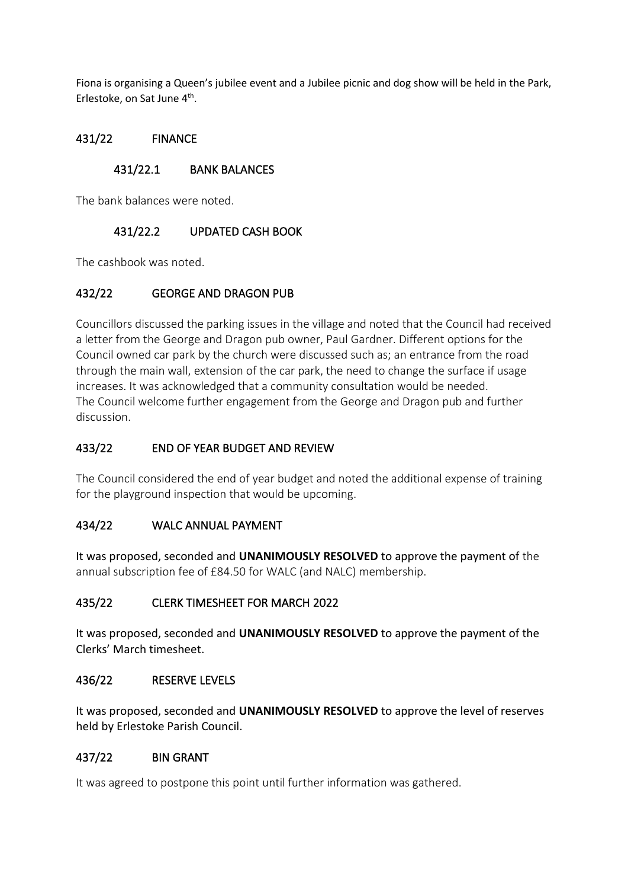Fiona is organising a Queen's jubilee event and a Jubilee picnic and dog show will be held in the Park, Erlestoke, on Sat June 4th.

## 431/22 FINANCE

### 431/22.1 BANK BALANCES

The bank balances were noted.

### 431/22.2 UPDATED CASH BOOK

The cashbook was noted.

## 432/22 GEORGE AND DRAGON PUB

Councillors discussed the parking issues in the village and noted that the Council had received a letter from the George and Dragon pub owner, Paul Gardner. Different options for the Council owned car park by the church were discussed such as; an entrance from the road through the main wall, extension of the car park, the need to change the surface if usage increases. It was acknowledged that a community consultation would be needed.
The Council welcome further engagement from the George and Dragon pub and further discussion.

## 433/22 END OF YEAR BUDGET AND REVIEW

The Council considered the end of year budget and noted the additional expense of training for the playground inspection that would be upcoming.

## 434/22 WALC ANNUAL PAYMENT

It was proposed, seconded and **UNANIMOUSLY RESOLVED** to approve the payment of the annual subscription fee of £84.50 for WALC (and NALC) membership.

## 435/22 CLERK TIMESHEET FOR MARCH 2022

It was proposed, seconded and **UNANIMOUSLY RESOLVED** to approve the payment of the Clerks' March timesheet.

## 436/22 RESERVE LEVELS

It was proposed, seconded and **UNANIMOUSLY RESOLVED** to approve the level of reserves held by Erlestoke Parish Council.

## 437/22 BIN GRANT

It was agreed to postpone this point until further information was gathered.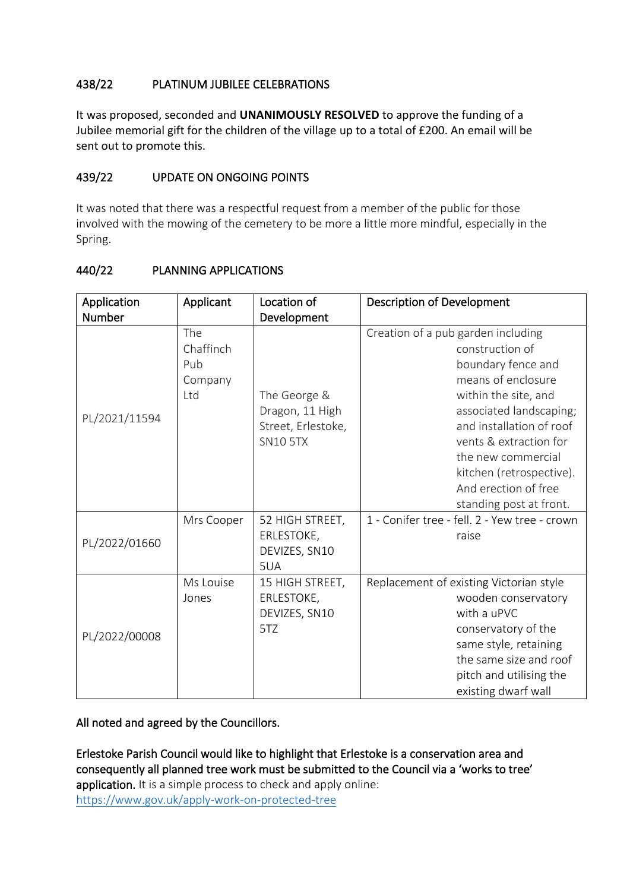## 438/22 PLATINUM JUBILEE CELEBRATIONS

It was proposed, seconded and **UNANIMOUSLY RESOLVED** to approve the funding of a Jubilee memorial gift for the children of the village up to a total of £200. An email will be sent out to promote this.

## 439/22 UPDATE ON ONGOING POINTS

It was noted that there was a respectful request from a member of the public for those involved with the mowing of the cemetery to be more a little more mindful, especially in the Spring.

## 440/22 PLANNING APPLICATIONS

| Application Number | Applicant | Location of Development | Description of Development |
|---|---|---|---|
| PL/2021/11594 | The Chaffinch Pub Company Ltd | The George & Dragon, 11 High Street, Erlestoke, SN10 5TX | Creation of a pub garden including construction of boundary fence and means of enclosure within the site, and associated landscaping; and installation of roof vents & extraction for the new commercial kitchen (retrospective). And erection of free standing post at front. |
| PL/2022/01660 | Mrs Cooper | 52 HIGH STREET, ERLESTOKE, DEVIZES, SN10 5UA | 1 - Conifer tree - fell. 2 - Yew tree - crown raise |
| PL/2022/00008 | Ms Louise Jones | 15 HIGH STREET, ERLESTOKE, DEVIZES, SN10 5TZ | Replacement of existing Victorian style wooden conservatory with a uPVC conservatory of the same style, retaining the same size and roof pitch and utilising the existing dwarf wall |

All noted and agreed by the Councillors.

Erlestoke Parish Council would like to highlight that Erlestoke is a conservation area and consequently all planned tree work must be submitted to the Council via a 'works to tree' application. It is a simple process to check and apply online: https://www.gov.uk/apply-work-on-protected-tree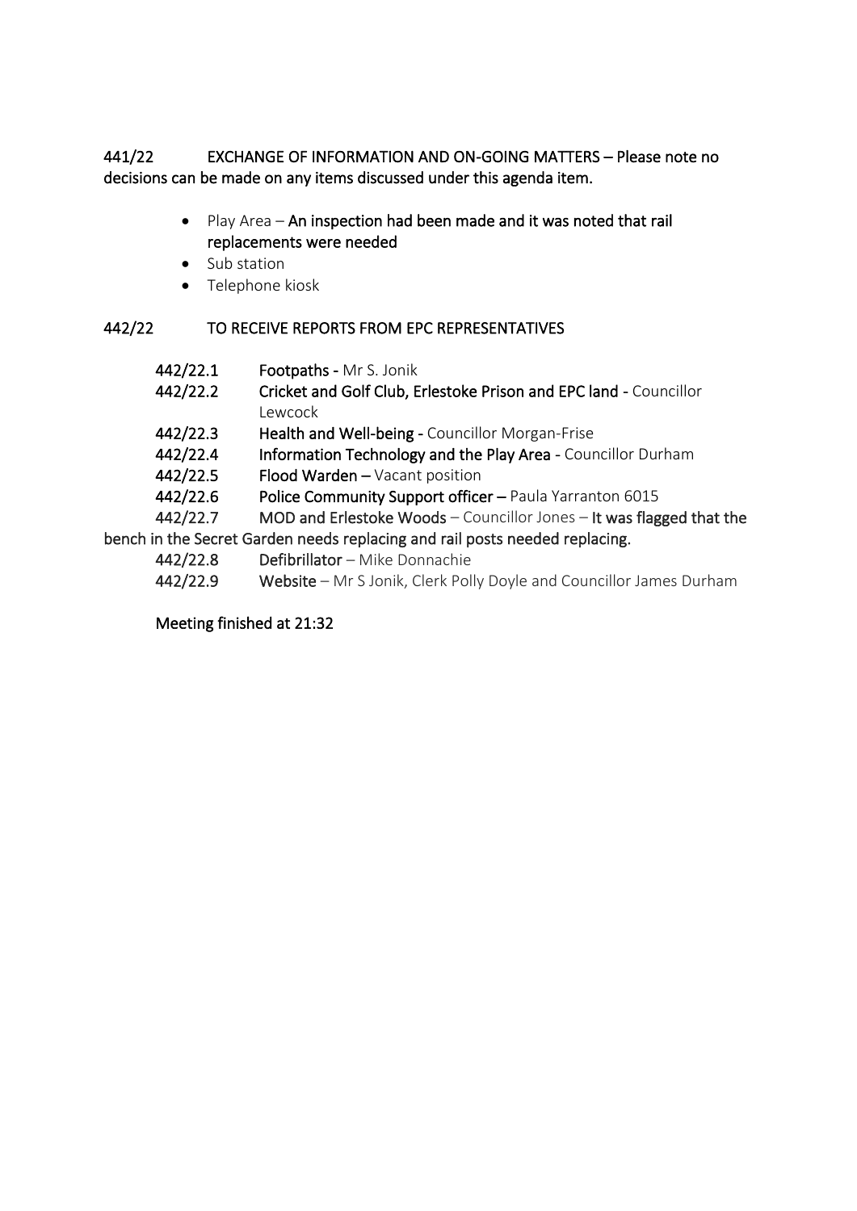441/22 EXCHANGE OF INFORMATION AND ON-GOING MATTERS – Please note no decisions can be made on any items discussed under this agenda item.

- Play Area – **An inspection had been made and it was noted that rail replacements were needed**
- Sub station
- Telephone kiosk

442/22 TO RECEIVE REPORTS FROM EPC REPRESENTATIVES

**442/22.1** **Footpaths -** Mr S. Jonik
**442/22.2** **Cricket and Golf Club, Erlestoke Prison and EPC land -** Councillor Lewcock
**442/22.3** **Health and Well-being -** Councillor Morgan-Frise
**442/22.4** **Information Technology and the Play Area -** Councillor Durham
**442/22.5** **Flood Warden –** Vacant position
**442/22.6** **Police Community Support officer –** Paula Yarranton 6015
442/22.7 **MOD and Erlestoke Woods** – Councillor Jones – **It was flagged that the bench in the Secret Garden needs replacing and rail posts needed replacing.**
442/22.8 **Defibrillator** – Mike Donnachie
442/22.9 **Website** – Mr S Jonik, Clerk Polly Doyle and Councillor James Durham

**Meeting finished at 21:32**